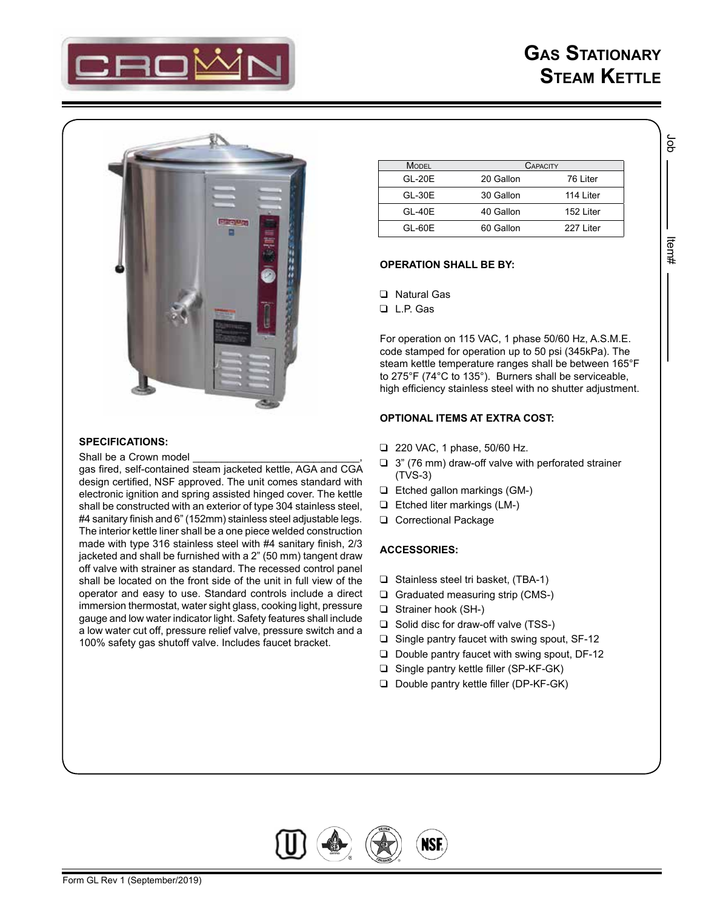# Gas Stationary Steam Kettle

| Model | Capacity | |
|---|---|---|
| GL-20E | 20 Gallon | 76 Liter |
| GL-30E | 30 Gallon | 114 Liter |
| GL-40E | 40 Gallon | 152 Liter |
| GL-60E | 60 Gallon | 227 Liter |

**OPERATION SHALL BE BY:**

- ❑ Natural Gas
- ❑ L.P. Gas

For operation on 115 VAC, 1 phase 50/60 Hz, A.S.M.E. code stamped for operation up to 50 psi (345kPa). The steam kettle temperature ranges shall be between 165°F to 275°F (74°C to 135°). Burners shall be serviceable, high efficiency stainless steel with no shutter adjustment.

**OPTIONAL ITEMS AT EXTRA COST:**

- ❑ 220 VAC, 1 phase, 50/60 Hz.
- ❑ 3" (76 mm) draw-off valve with perforated strainer (TVS-3)
- ❑ Etched gallon markings (GM-)
- ❑ Etched liter markings (LM-)
- ❑ Correctional Package

**ACCESSORIES:**

- ❑ Stainless steel tri basket, (TBA-1)
- ❑ Graduated measuring strip (CMS-)
- ❑ Strainer hook (SH-)
- ❑ Solid disc for draw-off valve (TSS-)
- ❑ Single pantry faucet with swing spout, SF-12
- ❑ Double pantry faucet with swing spout, DF-12
- ❑ Single pantry kettle filler (SP-KF-GK)
- ❑ Double pantry kettle filler (DP-KF-GK)

**SPECIFICATIONS:**

Shall be a Crown model ______________________________, gas fired, self-contained steam jacketed kettle, AGA and CGA design certified, NSF approved. The unit comes standard with electronic ignition and spring assisted hinged cover. The kettle shall be constructed with an exterior of type 304 stainless steel, #4 sanitary finish and 6" (152mm) stainless steel adjustable legs. The interior kettle liner shall be a one piece welded construction made with type 316 stainless steel with #4 sanitary finish, 2/3 jacketed and shall be furnished with a 2" (50 mm) tangent draw off valve with strainer as standard. The recessed control panel shall be located on the front side of the unit in full view of the operator and easy to use. Standard controls include a direct immersion thermostat, water sight glass, cooking light, pressure gauge and low water indicator light. Safety features shall include a low water cut off, pressure relief valve, pressure switch and a 100% safety gas shutoff valve. Includes faucet bracket.

Job ________ Item# ________

Form GL Rev 1 (September/2019)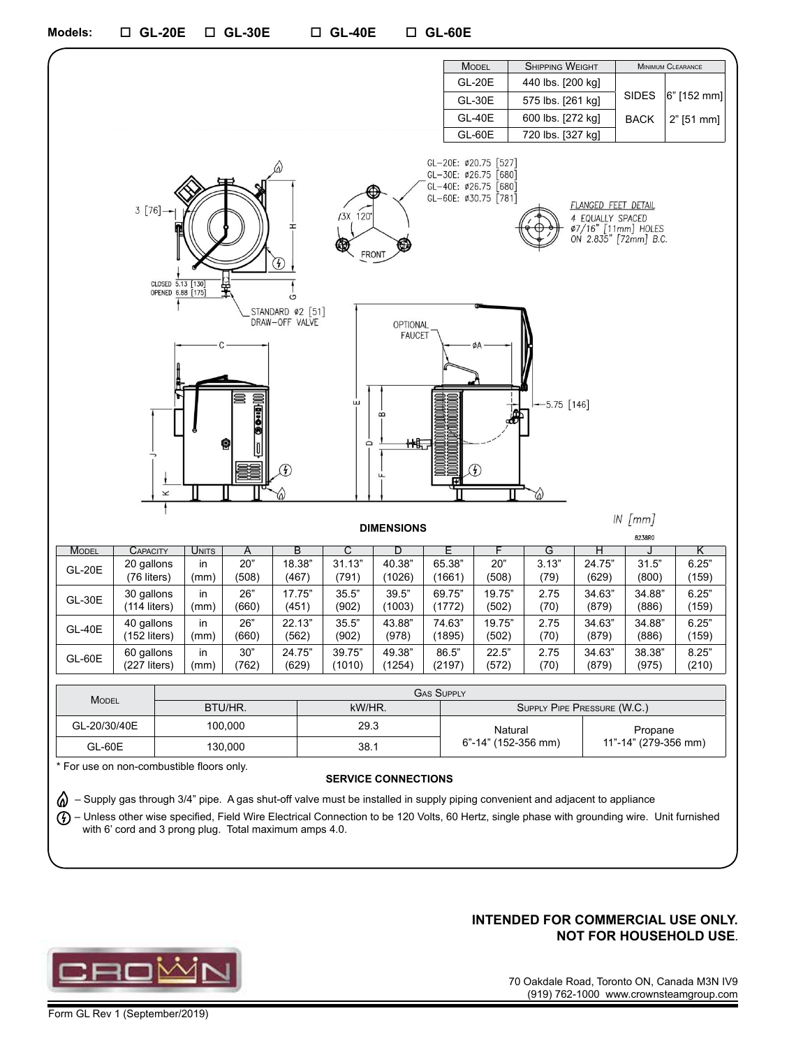Models: ☐ GL-20E ☐ GL-30E ☐ GL-40E ☐ GL-60E

| Model | Shipping Weight | Minimum Clearance | |
|---|---|---|---|
| GL-20E | 440 lbs. [200 kg] | SIDES | 6" [152 mm] |
| GL-30E | 575 lbs. [261 kg] | | |
| GL-40E | 600 lbs. [272 kg] | BACK | 2" [51 mm] |
| GL-60E | 720 lbs. [327 kg] | | |

GL-20E: ø20.75 [527]
GL-30E: ø26.75 [680]
GL-40E: ø26.75 [680]
GL-60E: ø30.75 [781]

3 [76]

/3X 120°

FRONT

FLANGED FEET DETAIL
4 EQUALLY SPACED
ø7/16" [11mm] HOLES
ON 2.835" [72mm] B.C.

CLOSED 5.13 [130]
OPENED 6.88 [175]

STANDARD ø2 [51]
DRAW-OFF VALVE

OPTIONAL FAUCET

5.75 [146]

IN [mm]

8238R0

**DIMENSIONS**

| Model | Capacity | Units | A | B | C | D | E | F | G | H | J | K |
|---|---|---|---|---|---|---|---|---|---|---|---|---|
| GL-20E | 20 gallons (76 liters) | in (mm) | 20" (508) | 18.38" (467) | 31.13" (791) | 40.38" (1026) | 65.38" (1661) | 20" (508) | 3.13" (79) | 24.75" (629) | 31.5" (800) | 6.25" (159) |
| GL-30E | 30 gallons (114 liters) | in (mm) | 26" (660) | 17.75" (451) | 35.5" (902) | 39.5" (1003) | 69.75" (1772) | 19.75" (502) | 2.75 (70) | 34.63" (879) | 34.88" (886) | 6.25" (159) |
| GL-40E | 40 gallons (152 liters) | in (mm) | 26" (660) | 22.13" (562) | 35.5" (902) | 43.88" (978) | 74.63" (1895) | 19.75" (502) | 2.75 (70) | 34.63" (879) | 34.88" (886) | 6.25" (159) |
| GL-60E | 60 gallons (227 liters) | in (mm) | 30" (762) | 24.75" (629) | 39.75" (1010) | 49.38" (1254) | 86.5" (2197) | 22.5" (572) | 2.75 (70) | 34.63" (879) | 38.38" (975) | 8.25" (210) |

| Model | Gas Supply | | | |
|---|---|---|---|---|
| | BTU/HR. | kW/HR. | Supply Pipe Pressure (W.C.) | |
| GL-20/30/40E | 100,000 | 29.3 | Natural 6"-14" (152-356 mm) | Propane 11"-14" (279-356 mm) |
| GL-60E | 130,000 | 38.1 | | |

\* For use on non-combustible floors only.

**SERVICE CONNECTIONS**

– Supply gas through 3/4" pipe. A gas shut-off valve must be installed in supply piping convenient and adjacent to appliance

– Unless other wise specified, Field Wire Electrical Connection to be 120 Volts, 60 Hertz, single phase with grounding wire. Unit furnished with 6' cord and 3 prong plug. Total maximum amps 4.0.

**INTENDED FOR COMMERCIAL USE ONLY.**
**NOT FOR HOUSEHOLD USE.**

CROWN

70 Oakdale Road, Toronto ON, Canada M3N IV9
(919) 762-1000 www.crownsteamgroup.com

Form GL Rev 1 (September/2019)